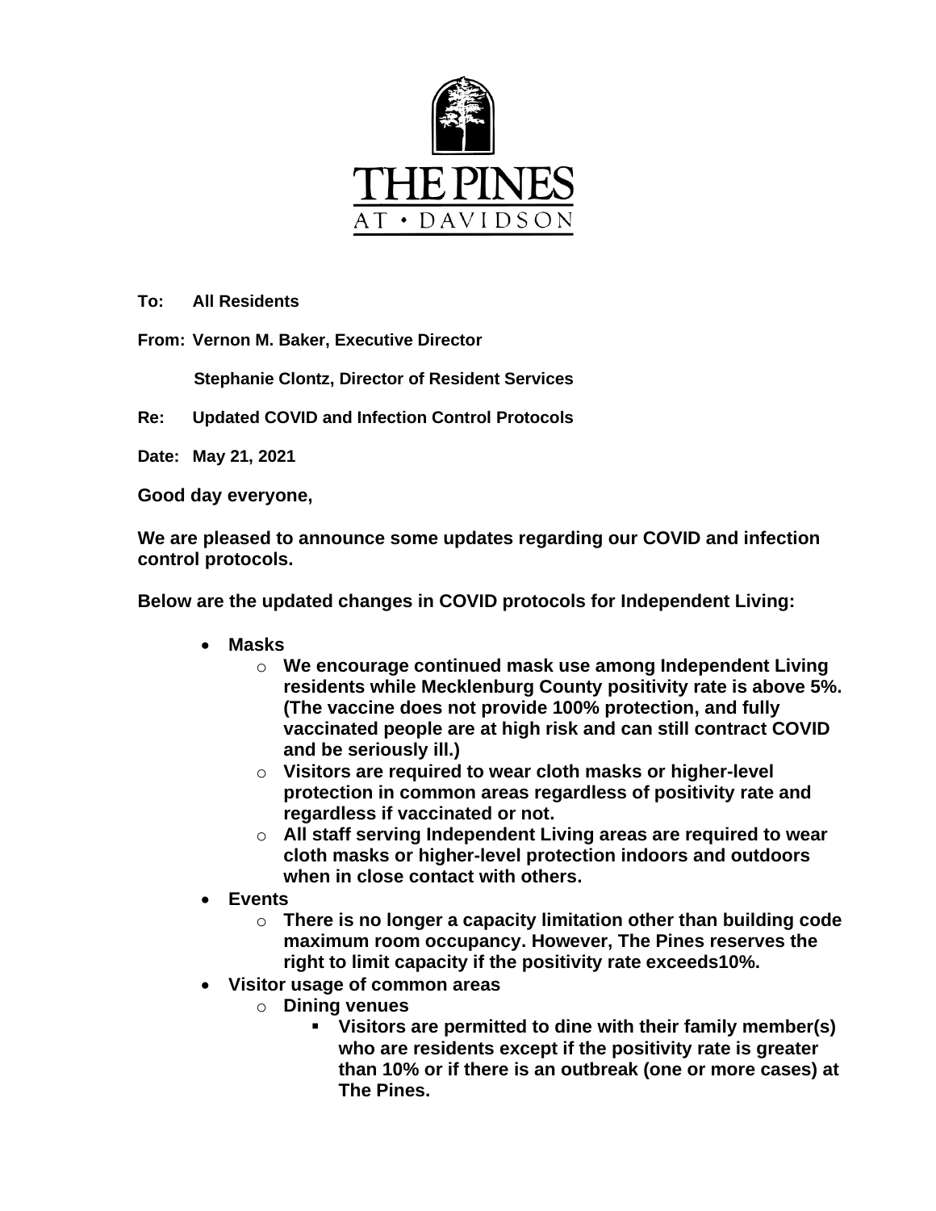THE PINES AT • DAVIDSON

**To:** **All Residents**

**From:** **Vernon M. Baker, Executive Director**

**Stephanie Clontz, Director of Resident Services**

**Re:** **Updated COVID and Infection Control Protocols**

**Date:** **May 21, 2021**

**Good day everyone,**

**We are pleased to announce some updates regarding our COVID and infection control protocols.**

**Below are the updated changes in COVID protocols for Independent Living:**

- **Masks**
  - **We encourage continued mask use among Independent Living residents while Mecklenburg County positivity rate is above 5%. (The vaccine does not provide 100% protection, and fully vaccinated people are at high risk and can still contract COVID and be seriously ill.)**
  - **Visitors are required to wear cloth masks or higher-level protection in common areas regardless of positivity rate and regardless if vaccinated or not.**
  - **All staff serving Independent Living areas are required to wear cloth masks or higher-level protection indoors and outdoors when in close contact with others.**
- **Events**
  - **There is no longer a capacity limitation other than building code maximum room occupancy. However, The Pines reserves the right to limit capacity if the positivity rate exceeds10%.**
- **Visitor usage of common areas**
  - **Dining venues**
    - **Visitors are permitted to dine with their family member(s) who are residents except if the positivity rate is greater than 10% or if there is an outbreak (one or more cases) at The Pines.**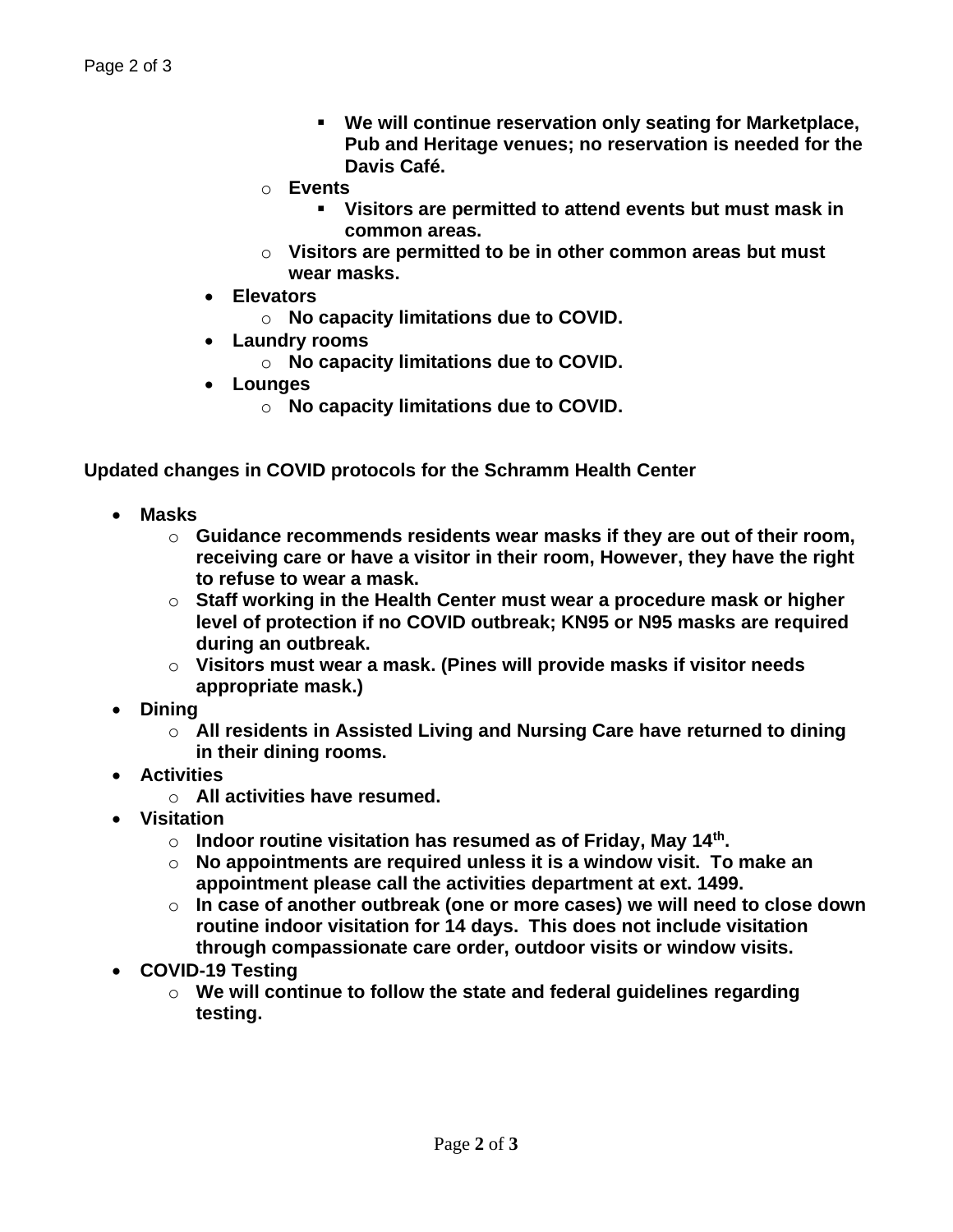- **We will continue reservation only seating for Marketplace, Pub and Heritage venues; no reservation is needed for the Davis Café.**
  - **Events**
    - **Visitors are permitted to attend events but must mask in common areas.**
  - **Visitors are permitted to be in other common areas but must wear masks.**
- **Elevators**
  - **No capacity limitations due to COVID.**
- **Laundry rooms**
  - **No capacity limitations due to COVID.**
- **Lounges**
  - **No capacity limitations due to COVID.**

**Updated changes in COVID protocols for the Schramm Health Center**

- **Masks**
  - **Guidance recommends residents wear masks if they are out of their room, receiving care or have a visitor in their room, However, they have the right to refuse to wear a mask.**
  - **Staff working in the Health Center must wear a procedure mask or higher level of protection if no COVID outbreak; KN95 or N95 masks are required during an outbreak.**
  - **Visitors must wear a mask. (Pines will provide masks if visitor needs appropriate mask.)**
- **Dining**
  - **All residents in Assisted Living and Nursing Care have returned to dining in their dining rooms.**
- **Activities**
  - **All activities have resumed.**
- **Visitation**
  - **Indoor routine visitation has resumed as of Friday, May 14th.**
  - **No appointments are required unless it is a window visit. To make an appointment please call the activities department at ext. 1499.**
  - **In case of another outbreak (one or more cases) we will need to close down routine indoor visitation for 14 days. This does not include visitation through compassionate care order, outdoor visits or window visits.**
- **COVID-19 Testing**
  - **We will continue to follow the state and federal guidelines regarding testing.**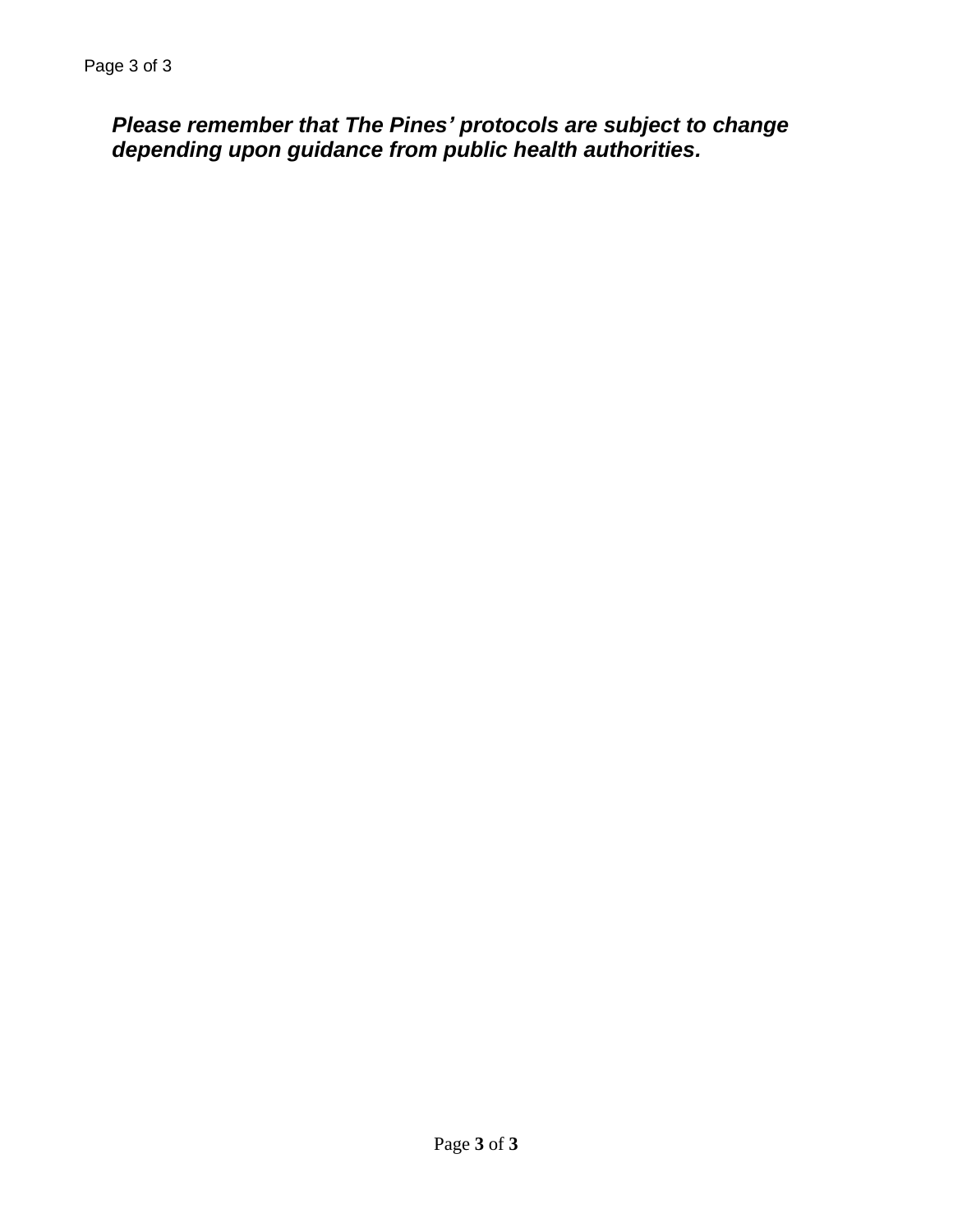***Please remember that The Pines' protocols are subject to change depending upon guidance from public health authorities.***